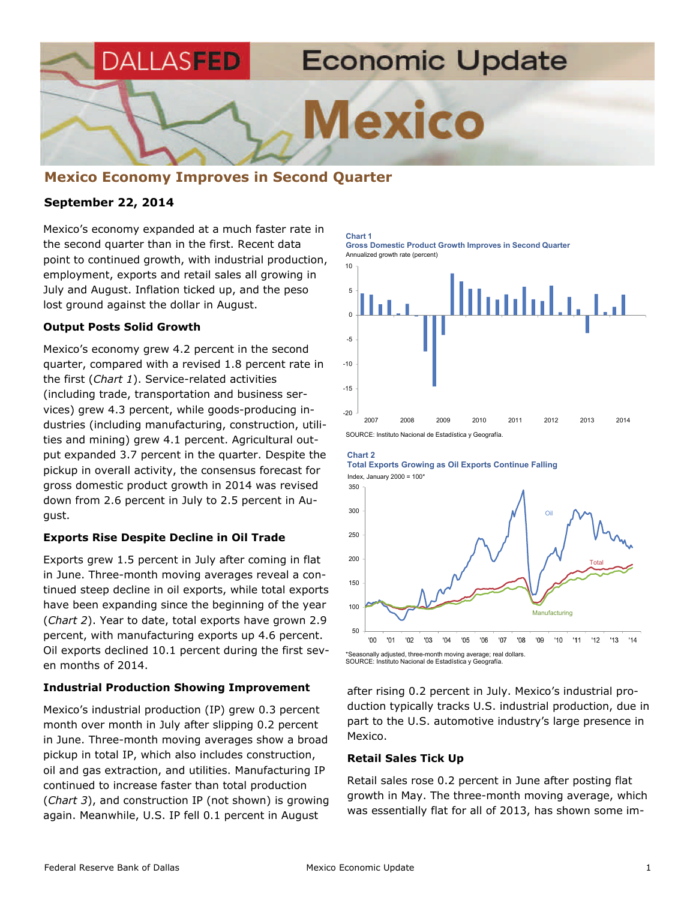# Mexico Economic Update

## Mexico Economy Improves in Second Quarter

**September 22, 2014**

Mexico's economy expanded at a much faster rate in the second quarter than in the first. Recent data point to continued growth, with industrial production, employment, exports and retail sales all growing in July and August. Inflation ticked up, and the peso lost ground against the dollar in August.

### Output Posts Solid Growth

Mexico's economy grew 4.2 percent in the second quarter, compared with a revised 1.8 percent rate in the first (*Chart 1*). Service-related activities (including trade, transportation and business services) grew 4.3 percent, while goods-producing industries (including manufacturing, construction, utilities and mining) grew 4.1 percent. Agricultural output expanded 3.7 percent in the quarter. Despite the pickup in overall activity, the consensus forecast for gross domestic product growth in 2014 was revised down from 2.6 percent in July to 2.5 percent in August.

**Chart 1**
**Gross Domestic Product Growth Improves in Second Quarter**
Annualized growth rate (percent)

SOURCE: Instituto Nacional de Estadística y Geografía.

### Exports Rise Despite Decline in Oil Trade

Exports grew 1.5 percent in July after coming in flat in June. Three-month moving averages reveal a continued steep decline in oil exports, while total exports have been expanding since the beginning of the year (*Chart 2*). Year to date, total exports have grown 2.9 percent, with manufacturing exports up 4.6 percent. Oil exports declined 10.1 percent during the first seven months of 2014.

**Chart 2**
**Total Exports Growing as Oil Exports Continue Falling**
Index, January 2000 = 100*

*Seasonally adjusted, three-month moving average; real dollars.
SOURCE: Instituto Nacional de Estadística y Geografía.

### Industrial Production Showing Improvement

Mexico's industrial production (IP) grew 0.3 percent month over month in July after slipping 0.2 percent in June. Three-month moving averages show a broad pickup in total IP, which also includes construction, oil and gas extraction, and utilities. Manufacturing IP continued to increase faster than total production (*Chart 3*), and construction IP (not shown) is growing again. Meanwhile, U.S. IP fell 0.1 percent in August after rising 0.2 percent in July. Mexico's industrial production typically tracks U.S. industrial production, due in part to the U.S. automotive industry's large presence in Mexico.

### Retail Sales Tick Up

Retail sales rose 0.2 percent in June after posting flat growth in May. The three-month moving average, which was essentially flat for all of 2013, has shown some im-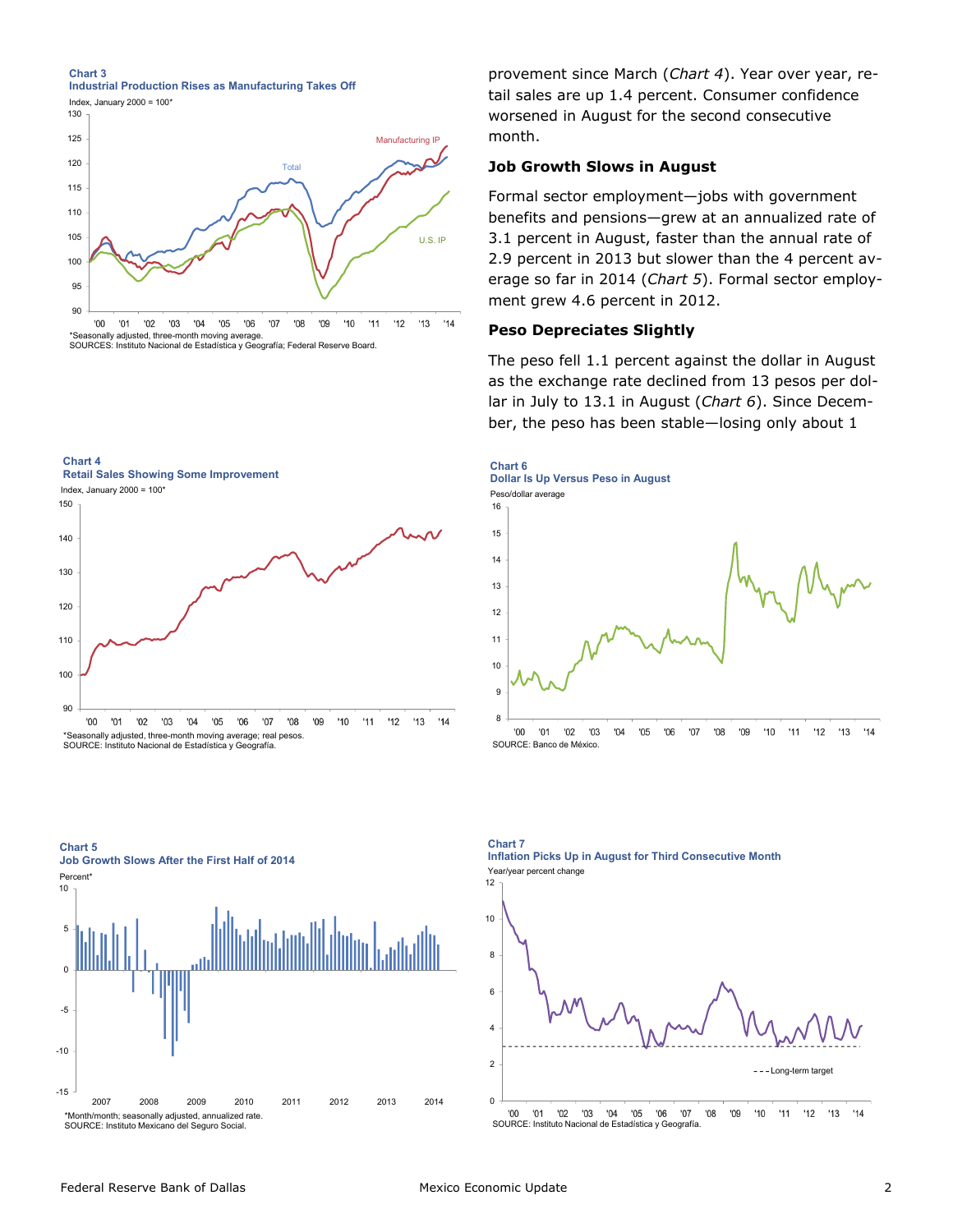**Chart 3**
**Industrial Production Rises as Manufacturing Takes Off**

Index, January 2000 = 100*

*Seasonally adjusted, three-month moving average.
SOURCES: Instituto Nacional de Estadística y Geografía; Federal Reserve Board.

**Chart 4**
**Retail Sales Showing Some Improvement**

Index, January 2000 = 100*

*Seasonally adjusted, three-month moving average; real pesos.
SOURCE: Instituto Nacional de Estadística y Geografía.

**Chart 5**
**Job Growth Slows After the First Half of 2014**

Percent*

*Month/month; seasonally adjusted, annualized rate.
SOURCE: Instituto Mexicano del Seguro Social.

provement since March (*Chart 4*). Year over year, retail sales are up 1.4 percent. Consumer confidence worsened in August for the second consecutive month.

### Job Growth Slows in August

Formal sector employment—jobs with government benefits and pensions—grew at an annualized rate of 3.1 percent in August, faster than the annual rate of 2.9 percent in 2013 but slower than the 4 percent average so far in 2014 (*Chart 5*). Formal sector employment grew 4.6 percent in 2012.

### Peso Depreciates Slightly

The peso fell 1.1 percent against the dollar in August as the exchange rate declined from 13 pesos per dollar in July to 13.1 in August (*Chart 6*). Since December, the peso has been stable—losing only about 1

**Chart 6**
**Dollar Is Up Versus Peso in August**

Peso/dollar average

SOURCE: Banco de México.

**Chart 7**
**Inflation Picks Up in August for Third Consecutive Month**

Year/year percent change

SOURCE: Instituto Nacional de Estadística y Geografía.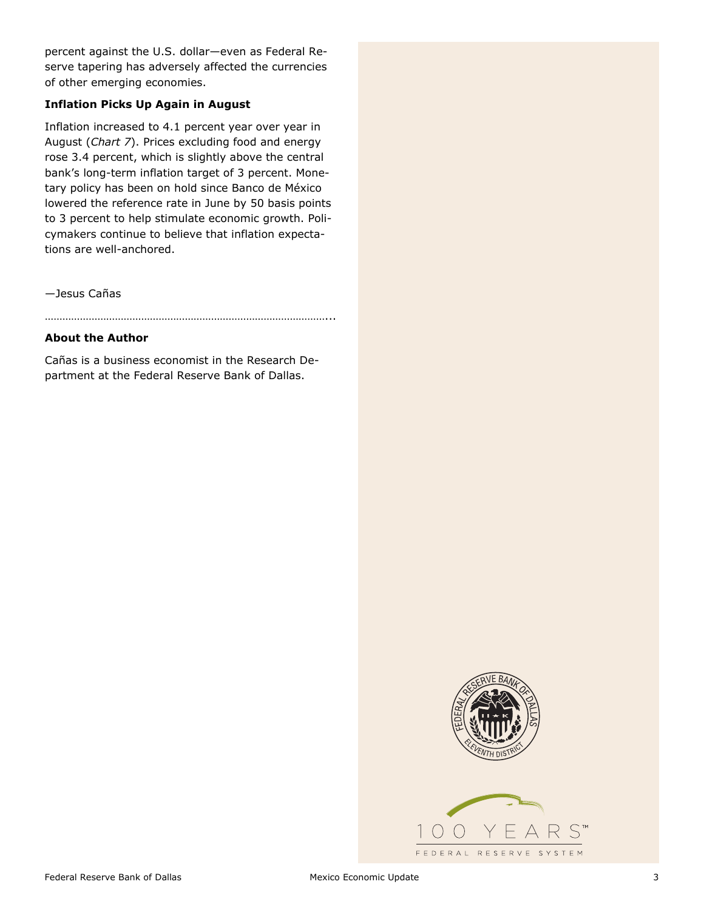percent against the U.S. dollar—even as Federal Reserve tapering has adversely affected the currencies of other emerging economies.

**Inflation Picks Up Again in August**

Inflation increased to 4.1 percent year over year in August (*Chart 7*). Prices excluding food and energy rose 3.4 percent, which is slightly above the central bank's long-term inflation target of 3 percent. Monetary policy has been on hold since Banco de México lowered the reference rate in June by 50 basis points to 3 percent to help stimulate economic growth. Policymakers continue to believe that inflation expectations are well-anchored.

—Jesus Cañas

……………………………………………………………………………………...

**About the Author**

Cañas is a business economist in the Research Department at the Federal Reserve Bank of Dallas.